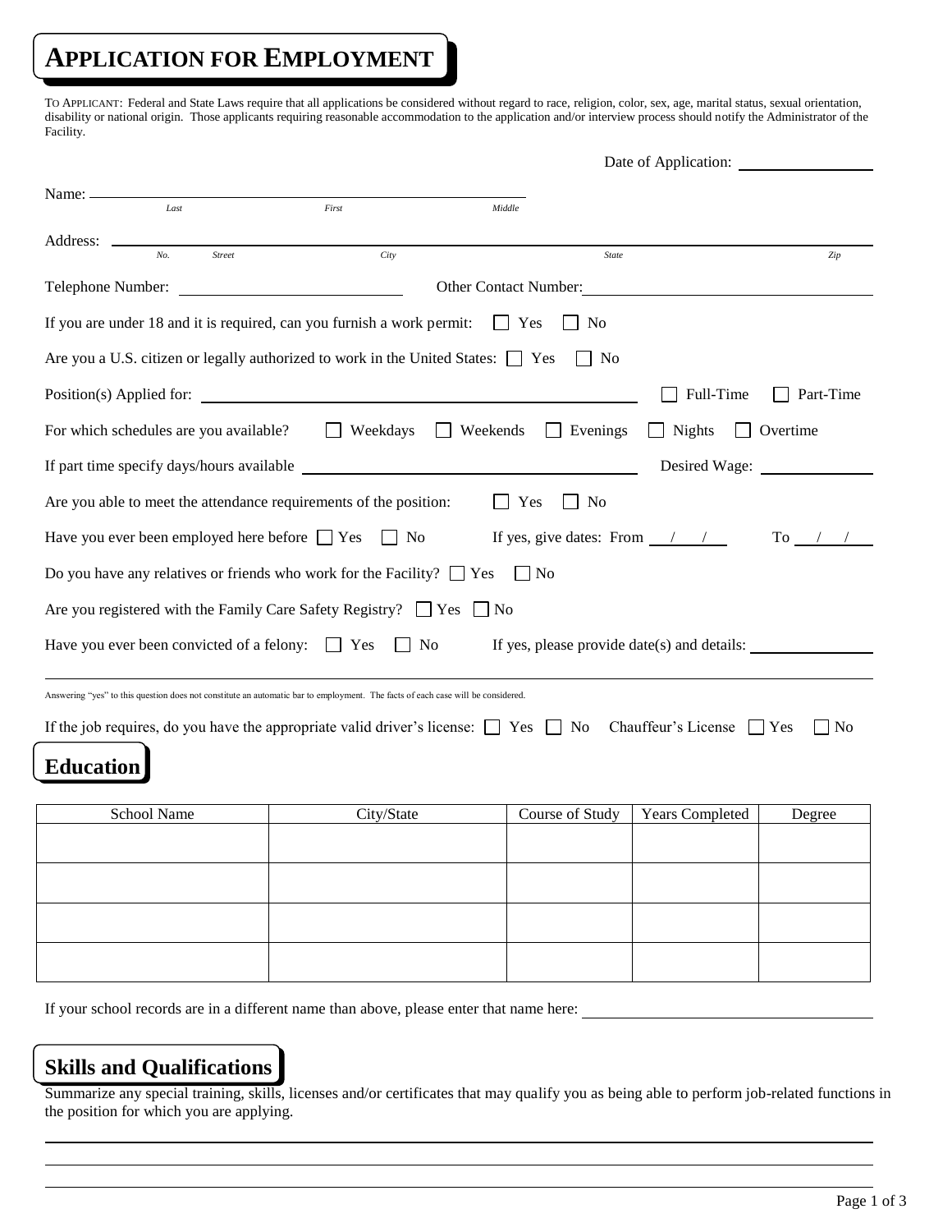# APPLICATION FOR EMPLOYMENT

TO APPLICANT: Federal and State Laws require that all applications be considered without regard to race, religion, color, sex, age, marital status, sexual orientation, disability or national origin. Those applicants requiring reasonable accommodation to the application and/or interview process should notify the Administrator of the Facility.

Date of Application: ________________

Name: ____________________________________________
*Last* *First* *Middle*

Address: ____________________________________________________________________________
*No.* *Street* *City* *State* *Zip*

Telephone Number: ______________________ Other Contact Number: ______________________

If you are under 18 and it is required, can you furnish a work permit: ☐ Yes ☐ No

Are you a U.S. citizen or legally authorized to work in the United States: ☐ Yes ☐ No

Position(s) Applied for: ____________________________________ ☐ Full-Time ☐ Part-Time

For which schedules are you available? ☐ Weekdays ☐ Weekends ☐ Evenings ☐ Nights ☐ Overtime

If part time specify days/hours available ____________________________ Desired Wage: ____________

Are you able to meet the attendance requirements of the position: ☐ Yes ☐ No

Have you ever been employed here before ☐ Yes ☐ No If yes, give dates: From __/__/__ To __/__/__

Do you have any relatives or friends who work for the Facility? ☐ Yes ☐ No

Are you registered with the Family Care Safety Registry? ☐ Yes ☐ No

Have you ever been convicted of a felony: ☐ Yes ☐ No If yes, please provide date(s) and details: ____________

Answering "yes" to this question does not constitute an automatic bar to employment. The facts of each case will be considered.

If the job requires, do you have the appropriate valid driver's license: ☐ Yes ☐ No Chauffeur's License ☐ Yes ☐ No

## Education

| School Name | City/State | Course of Study | Years Completed | Degree |
|---|---|---|---|---|
| | | | | |
| | | | | |
| | | | | |
| | | | | |

If your school records are in a different name than above, please enter that name here: ______________________

## Skills and Qualifications

Summarize any special training, skills, licenses and/or certificates that may qualify you as being able to perform job-related functions in the position for which you are applying.

______________________________________________________________________________

______________________________________________________________________________

______________________________________________________________________________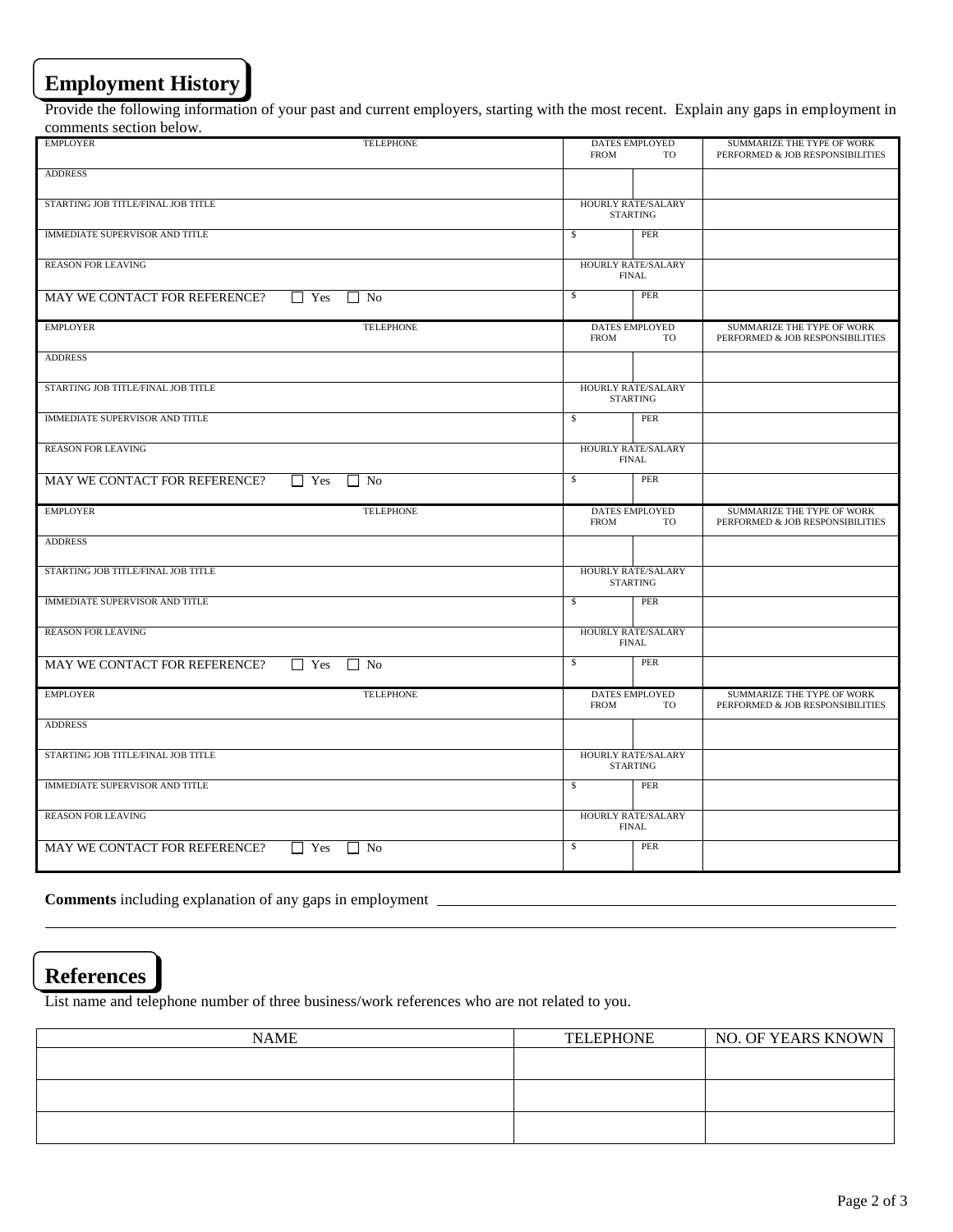## Employment History

Provide the following information of your past and current employers, starting with the most recent. Explain any gaps in employment in comments section below.

| EMPLOYER / TELEPHONE | DATES EMPLOYED FROM | TO | SUMMARIZE THE TYPE OF WORK PERFORMED & JOB RESPONSIBILITIES |
|---|---|---|---|
| ADDRESS | | | |
| STARTING JOB TITLE/FINAL JOB TITLE | HOURLY RATE/SALARY STARTING | | |
| IMMEDIATE SUPERVISOR AND TITLE | $ | PER | |
| REASON FOR LEAVING | HOURLY RATE/SALARY FINAL | | |
| MAY WE CONTACT FOR REFERENCE? ☐ Yes ☐ No | $ | PER | |

| EMPLOYER / TELEPHONE | DATES EMPLOYED FROM | TO | SUMMARIZE THE TYPE OF WORK PERFORMED & JOB RESPONSIBILITIES |
|---|---|---|---|
| ADDRESS | | | |
| STARTING JOB TITLE/FINAL JOB TITLE | HOURLY RATE/SALARY STARTING | | |
| IMMEDIATE SUPERVISOR AND TITLE | $ | PER | |
| REASON FOR LEAVING | HOURLY RATE/SALARY FINAL | | |
| MAY WE CONTACT FOR REFERENCE? ☐ Yes ☐ No | $ | PER | |

| EMPLOYER / TELEPHONE | DATES EMPLOYED FROM | TO | SUMMARIZE THE TYPE OF WORK PERFORMED & JOB RESPONSIBILITIES |
|---|---|---|---|
| ADDRESS | | | |
| STARTING JOB TITLE/FINAL JOB TITLE | HOURLY RATE/SALARY STARTING | | |
| IMMEDIATE SUPERVISOR AND TITLE | $ | PER | |
| REASON FOR LEAVING | HOURLY RATE/SALARY FINAL | | |
| MAY WE CONTACT FOR REFERENCE? ☐ Yes ☐ No | $ | PER | |

| EMPLOYER / TELEPHONE | DATES EMPLOYED FROM | TO | SUMMARIZE THE TYPE OF WORK PERFORMED & JOB RESPONSIBILITIES |
|---|---|---|---|
| ADDRESS | | | |
| STARTING JOB TITLE/FINAL JOB TITLE | HOURLY RATE/SALARY STARTING | | |
| IMMEDIATE SUPERVISOR AND TITLE | $ | PER | |
| REASON FOR LEAVING | HOURLY RATE/SALARY FINAL | | |
| MAY WE CONTACT FOR REFERENCE? ☐ Yes ☐ No | $ | PER | |

**Comments** including explanation of any gaps in employment ______________________________________________

______________________________________________________________________________

## References

List name and telephone number of three business/work references who are not related to you.

| NAME | TELEPHONE | NO. OF YEARS KNOWN |
|---|---|---|
| | | |
| | | |
| | | |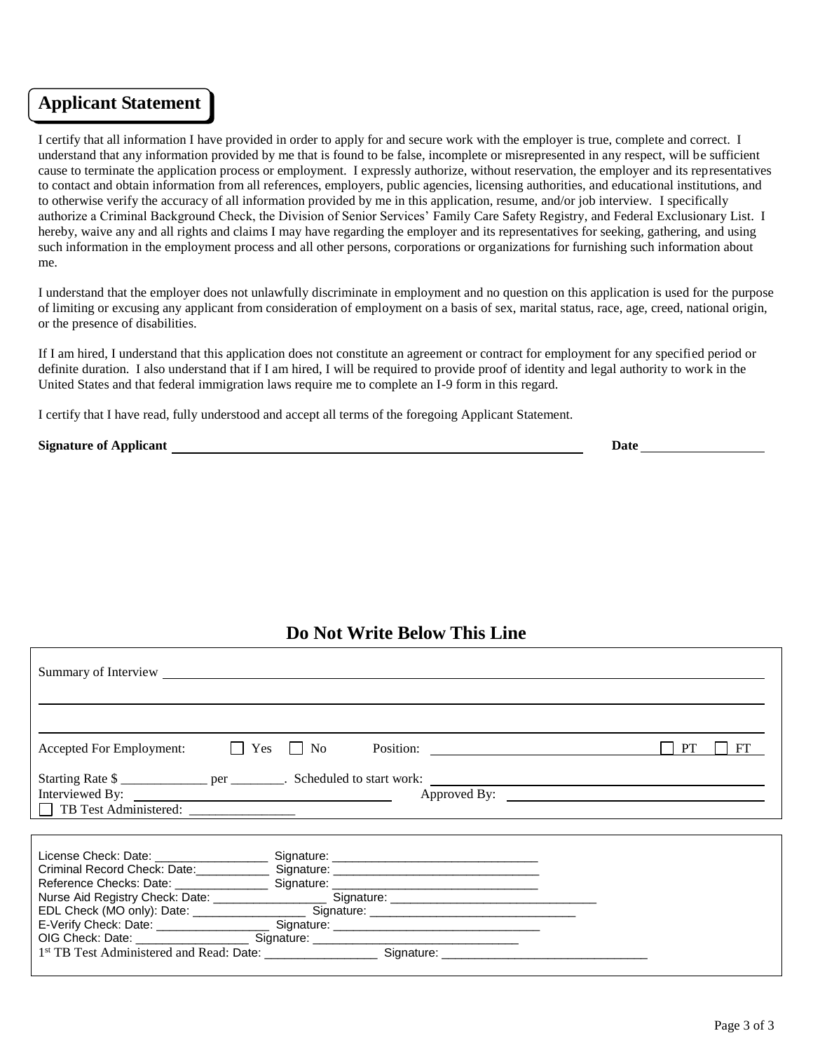## Applicant Statement

I certify that all information I have provided in order to apply for and secure work with the employer is true, complete and correct. I understand that any information provided by me that is found to be false, incomplete or misrepresented in any respect, will be sufficient cause to terminate the application process or employment. I expressly authorize, without reservation, the employer and its representatives to contact and obtain information from all references, employers, public agencies, licensing authorities, and educational institutions, and to otherwise verify the accuracy of all information provided by me in this application, resume, and/or job interview. I specifically authorize a Criminal Background Check, the Division of Senior Services' Family Care Safety Registry, and Federal Exclusionary List. I hereby, waive any and all rights and claims I may have regarding the employer and its representatives for seeking, gathering, and using such information in the employment process and all other persons, corporations or organizations for furnishing such information about me.

I understand that the employer does not unlawfully discriminate in employment and no question on this application is used for the purpose of limiting or excusing any applicant from consideration of employment on a basis of sex, marital status, race, age, creed, national origin, or the presence of disabilities.

If I am hired, I understand that this application does not constitute an agreement or contract for employment for any specified period or definite duration. I also understand that if I am hired, I will be required to provide proof of identity and legal authority to work in the United States and that federal immigration laws require me to complete an I-9 form in this regard.

I certify that I have read, fully understood and accept all terms of the foregoing Applicant Statement.

**Signature of Applicant** ______________________________ **Date** ______________

## Do Not Write Below This Line

Summary of Interview ______________________________

______________________________

______________________________

Accepted For Employment: ☐ Yes ☐ No Position: ______________________________ ☐ PT ☐ FT

Starting Rate $ _____________ per ________. Scheduled to start work: ______________________________

Interviewed By: ______________________________ Approved By: ______________________________

☐ TB Test Administered: ________________

License Check: Date: _________________ Signature: _______________________________

Criminal Record Check: Date:___________ Signature: _______________________________

Reference Checks: Date: ______________ Signature: _______________________________

Nurse Aid Registry Check: Date: _________________ Signature: _______________________________

EDL Check (MO only): Date: _________________ Signature: _______________________________

E-Verify Check: Date: _________________ Signature: _______________________________

OIG Check: Date: _________________ Signature: _______________________________

1st TB Test Administered and Read: Date: ________________ Signature: _______________________________